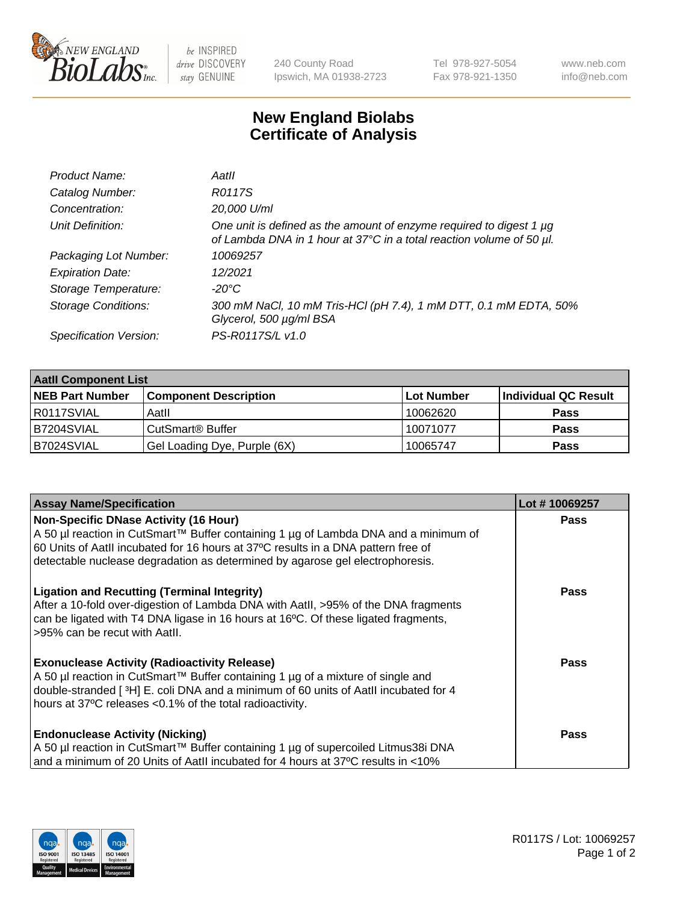# New England Biolabs
# Certificate of Analysis

| | |
|---|---|
| *Product Name:* | *AatII* |
| *Catalog Number:* | *R0117S* |
| *Concentration:* | *20,000 U/ml* |
| *Unit Definition:* | *One unit is defined as the amount of enzyme required to digest 1 µg of Lambda DNA in 1 hour at 37°C in a total reaction volume of 50 µl.* |
| *Packaging Lot Number:* | *10069257* |
| *Expiration Date:* | *12/2021* |
| *Storage Temperature:* | *-20°C* |
| *Storage Conditions:* | *300 mM NaCl, 10 mM Tris-HCl (pH 7.4), 1 mM DTT, 0.1 mM EDTA, 50% Glycerol, 500 µg/ml BSA* |
| *Specification Version:* | *PS-R0117S/L v1.0* |

| AatII Component List | | | |
|---|---|---|---|
| **NEB Part Number** | **Component Description** | **Lot Number** | **Individual QC Result** |
| R0117SVIAL | AatII | 10062620 | **Pass** |
| B7204SVIAL | CutSmart® Buffer | 10071077 | **Pass** |
| B7024SVIAL | Gel Loading Dye, Purple (6X) | 10065747 | **Pass** |

| Assay Name/Specification | Lot # 10069257 |
|---|---|
| **Non-Specific DNase Activity (16 Hour)**<br>A 50 µl reaction in CutSmart™ Buffer containing 1 µg of Lambda DNA and a minimum of 60 Units of AatII incubated for 16 hours at 37ºC results in a DNA pattern free of detectable nuclease degradation as determined by agarose gel electrophoresis. | **Pass** |
| **Ligation and Recutting (Terminal Integrity)**<br>After a 10-fold over-digestion of Lambda DNA with AatII, >95% of the DNA fragments can be ligated with T4 DNA ligase in 16 hours at 16ºC. Of these ligated fragments, >95% can be recut with AatII. | **Pass** |
| **Exonuclease Activity (Radioactivity Release)**<br>A 50 µl reaction in CutSmart™ Buffer containing 1 µg of a mixture of single and double-stranded [ $^{3}$H] E. coli DNA and a minimum of 60 units of AatII incubated for 4 hours at 37ºC releases <0.1% of the total radioactivity. | **Pass** |
| **Endonuclease Activity (Nicking)**<br>A 50 µl reaction in CutSmart™ Buffer containing 1 µg of supercoiled Litmus38i DNA and a minimum of 20 Units of AatII incubated for 4 hours at 37ºC results in <10% | **Pass** |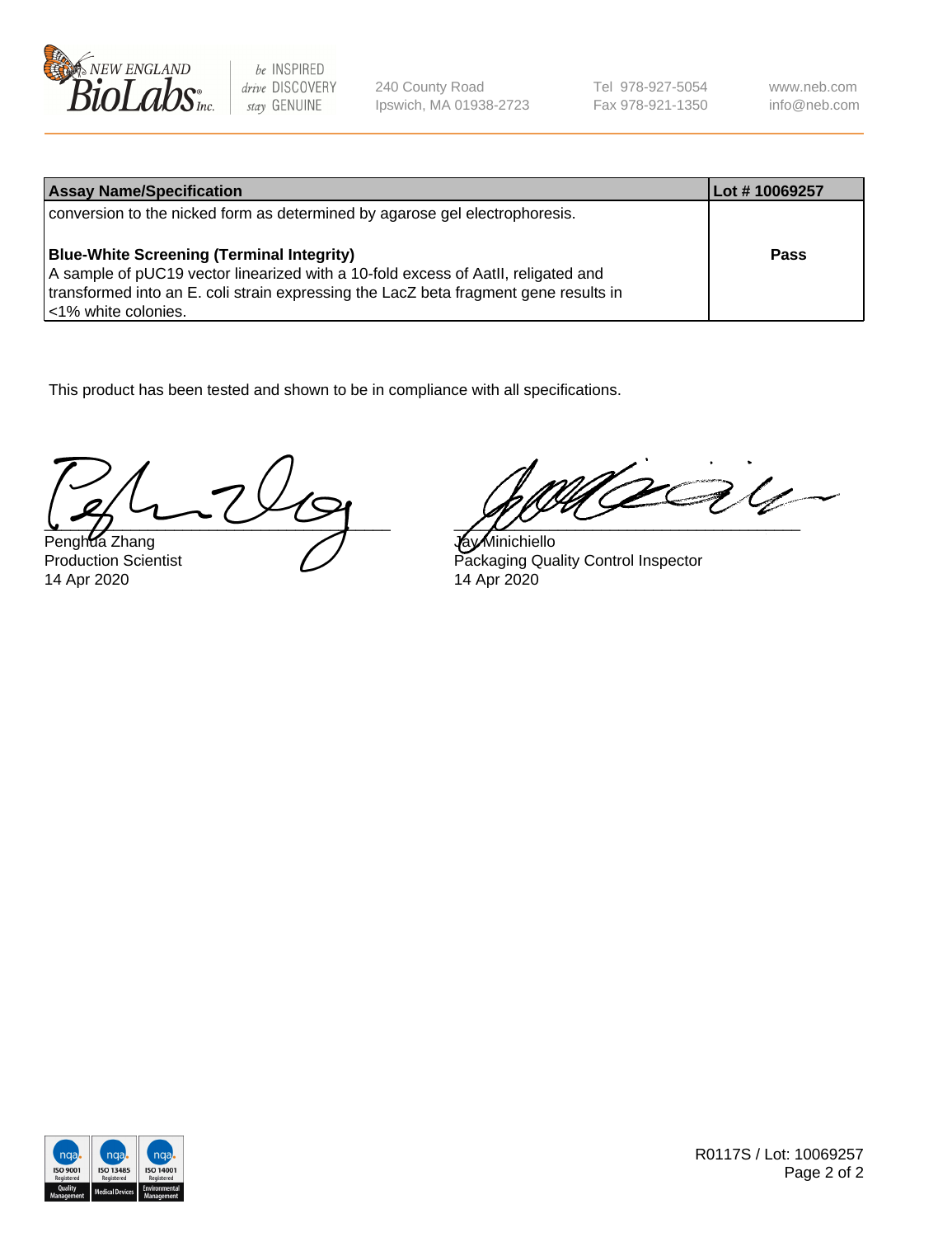| Assay Name/Specification | Lot # 10069257 |
|---|---|
| conversion to the nicked form as determined by agarose gel electrophoresis. | |
| **Blue-White Screening (Terminal Integrity)**<br>A sample of pUC19 vector linearized with a 10-fold excess of AatII, religated and transformed into an E. coli strain expressing the LacZ beta fragment gene results in <1% white colonies. | **Pass** |

This product has been tested and shown to be in compliance with all specifications.

Penghua Zhang
Production Scientist
14 Apr 2020

Jay Minichiello
Packaging Quality Control Inspector
14 Apr 2020

R0117S / Lot: 10069257